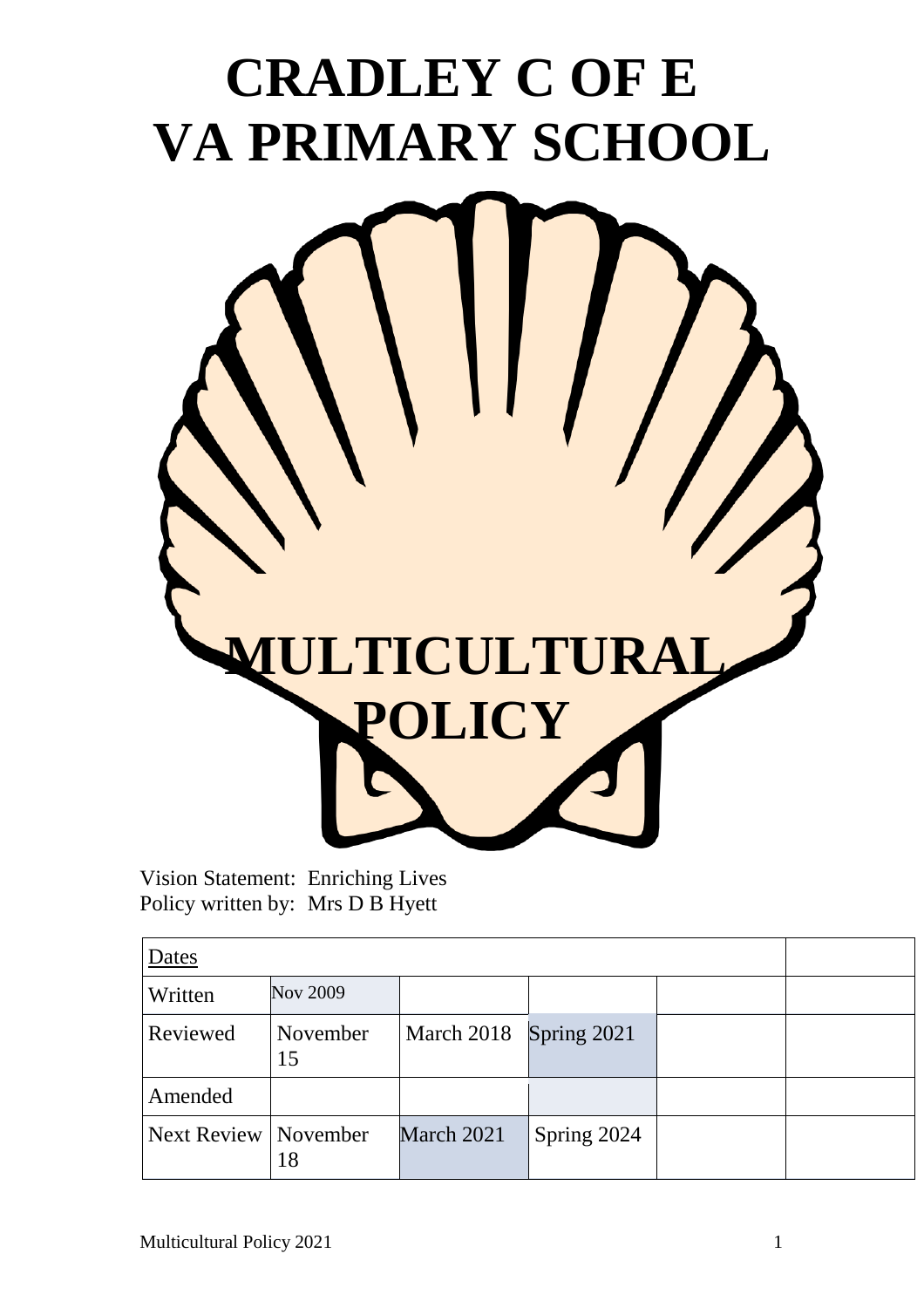# CRADLEY C OF E VA PRIMARY SCHOOL

# MULTICULTURAL POLICY

Vision Statement: Enriching Lives
Policy written by: Mrs D B Hyett

| Dates | | | | | |
|---|---|---|---|---|---|
| Written | Nov 2009 | | | | |
| Reviewed | November 15 | March 2018 | Spring 2021 | | |
| Amended | | | | | |
| Next Review | November 18 | March 2021 | Spring 2024 | | |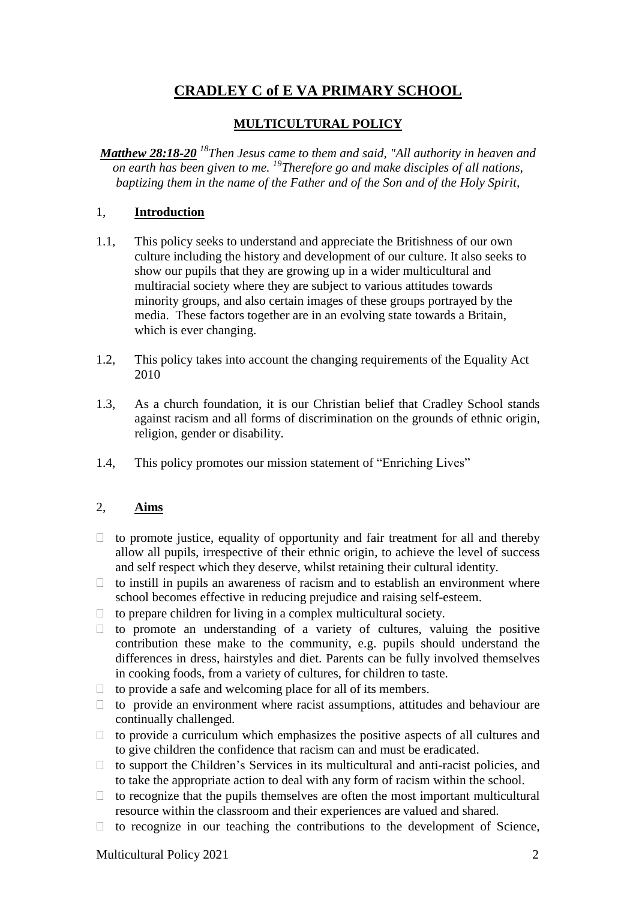# CRADLEY C of E VA PRIMARY SCHOOL

## MULTICULTURAL POLICY

***Matthew 28:18-20*** *[18]Then Jesus came to them and said, "All authority in heaven and on earth has been given to me. [19]Therefore go and make disciples of all nations, baptizing them in the name of the Father and of the Son and of the Holy Spirit,*

### 1, **Introduction**

1.1, This policy seeks to understand and appreciate the Britishness of our own culture including the history and development of our culture. It also seeks to show our pupils that they are growing up in a wider multicultural and multiracial society where they are subject to various attitudes towards minority groups, and also certain images of these groups portrayed by the media. These factors together are in an evolving state towards a Britain, which is ever changing.

1.2, This policy takes into account the changing requirements of the Equality Act 2010

1.3, As a church foundation, it is our Christian belief that Cradley School stands against racism and all forms of discrimination on the grounds of ethnic origin, religion, gender or disability.

1.4, This policy promotes our mission statement of "Enriching Lives"

### 2, **Aims**

- to promote justice, equality of opportunity and fair treatment for all and thereby allow all pupils, irrespective of their ethnic origin, to achieve the level of success and self respect which they deserve, whilst retaining their cultural identity.
- to instill in pupils an awareness of racism and to establish an environment where school becomes effective in reducing prejudice and raising self-esteem.
- to prepare children for living in a complex multicultural society.
- to promote an understanding of a variety of cultures, valuing the positive contribution these make to the community, e.g. pupils should understand the differences in dress, hairstyles and diet. Parents can be fully involved themselves in cooking foods, from a variety of cultures, for children to taste.
- to provide a safe and welcoming place for all of its members.
- to provide an environment where racist assumptions, attitudes and behaviour are continually challenged.
- to provide a curriculum which emphasizes the positive aspects of all cultures and to give children the confidence that racism can and must be eradicated.
- to support the Children's Services in its multicultural and anti-racist policies, and to take the appropriate action to deal with any form of racism within the school.
- to recognize that the pupils themselves are often the most important multicultural resource within the classroom and their experiences are valued and shared.
- to recognize in our teaching the contributions to the development of Science,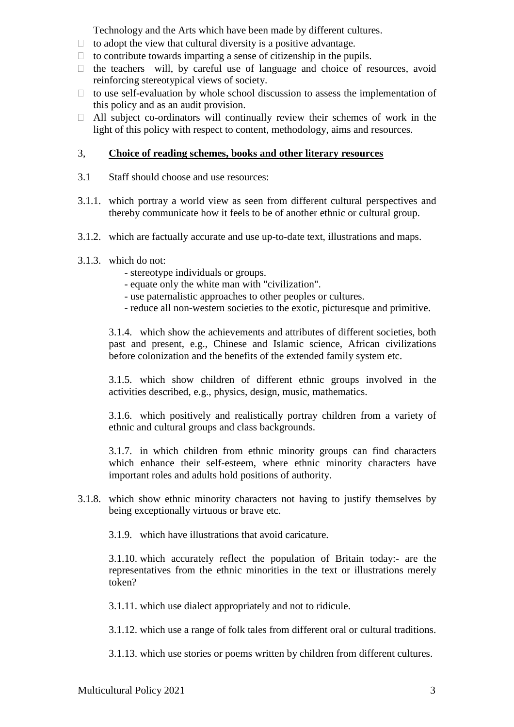Technology and the Arts which have been made by different cultures.

- to adopt the view that cultural diversity is a positive advantage.
- to contribute towards imparting a sense of citizenship in the pupils.
- the teachers will, by careful use of language and choice of resources, avoid reinforcing stereotypical views of society.
- to use self-evaluation by whole school discussion to assess the implementation of this policy and as an audit provision.
- All subject co-ordinators will continually review their schemes of work in the light of this policy with respect to content, methodology, aims and resources.

## 3, **Choice of reading schemes, books and other literary resources**

3.1 Staff should choose and use resources:

3.1.1. which portray a world view as seen from different cultural perspectives and thereby communicate how it feels to be of another ethnic or cultural group.

3.1.2. which are factually accurate and use up-to-date text, illustrations and maps.

3.1.3. which do not:

- stereotype individuals or groups.
- equate only the white man with "civilization".
- use paternalistic approaches to other peoples or cultures.
- reduce all non-western societies to the exotic, picturesque and primitive.

3.1.4. which show the achievements and attributes of different societies, both past and present, e.g., Chinese and Islamic science, African civilizations before colonization and the benefits of the extended family system etc.

3.1.5. which show children of different ethnic groups involved in the activities described, e.g., physics, design, music, mathematics.

3.1.6. which positively and realistically portray children from a variety of ethnic and cultural groups and class backgrounds.

3.1.7. in which children from ethnic minority groups can find characters which enhance their self-esteem, where ethnic minority characters have important roles and adults hold positions of authority.

3.1.8. which show ethnic minority characters not having to justify themselves by being exceptionally virtuous or brave etc.

3.1.9. which have illustrations that avoid caricature.

3.1.10. which accurately reflect the population of Britain today:- are the representatives from the ethnic minorities in the text or illustrations merely token?

3.1.11. which use dialect appropriately and not to ridicule.

3.1.12. which use a range of folk tales from different oral or cultural traditions.

3.1.13. which use stories or poems written by children from different cultures.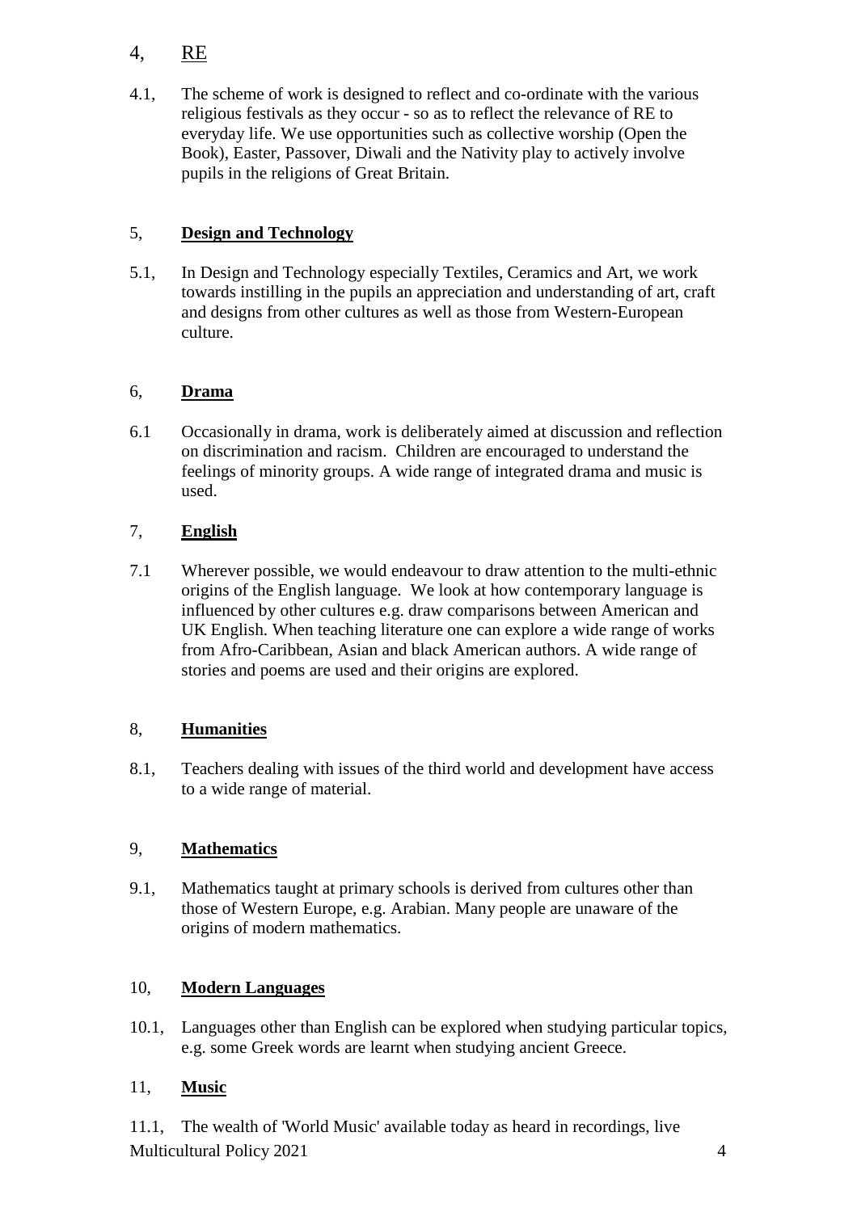## 4, RE

4.1, The scheme of work is designed to reflect and co-ordinate with the various religious festivals as they occur - so as to reflect the relevance of RE to everyday life. We use opportunities such as collective worship (Open the Book), Easter, Passover, Diwali and the Nativity play to actively involve pupils in the religions of Great Britain.

## 5, Design and Technology

5.1, In Design and Technology especially Textiles, Ceramics and Art, we work towards instilling in the pupils an appreciation and understanding of art, craft and designs from other cultures as well as those from Western-European culture.

## 6, Drama

6.1 Occasionally in drama, work is deliberately aimed at discussion and reflection on discrimination and racism. Children are encouraged to understand the feelings of minority groups. A wide range of integrated drama and music is used.

## 7, English

7.1 Wherever possible, we would endeavour to draw attention to the multi-ethnic origins of the English language. We look at how contemporary language is influenced by other cultures e.g. draw comparisons between American and UK English. When teaching literature one can explore a wide range of works from Afro-Caribbean, Asian and black American authors. A wide range of stories and poems are used and their origins are explored.

## 8, Humanities

8.1, Teachers dealing with issues of the third world and development have access to a wide range of material.

## 9, Mathematics

9.1, Mathematics taught at primary schools is derived from cultures other than those of Western Europe, e.g. Arabian. Many people are unaware of the origins of modern mathematics.

## 10, Modern Languages

10.1, Languages other than English can be explored when studying particular topics, e.g. some Greek words are learnt when studying ancient Greece.

## 11, Music

11.1, The wealth of 'World Music' available today as heard in recordings, live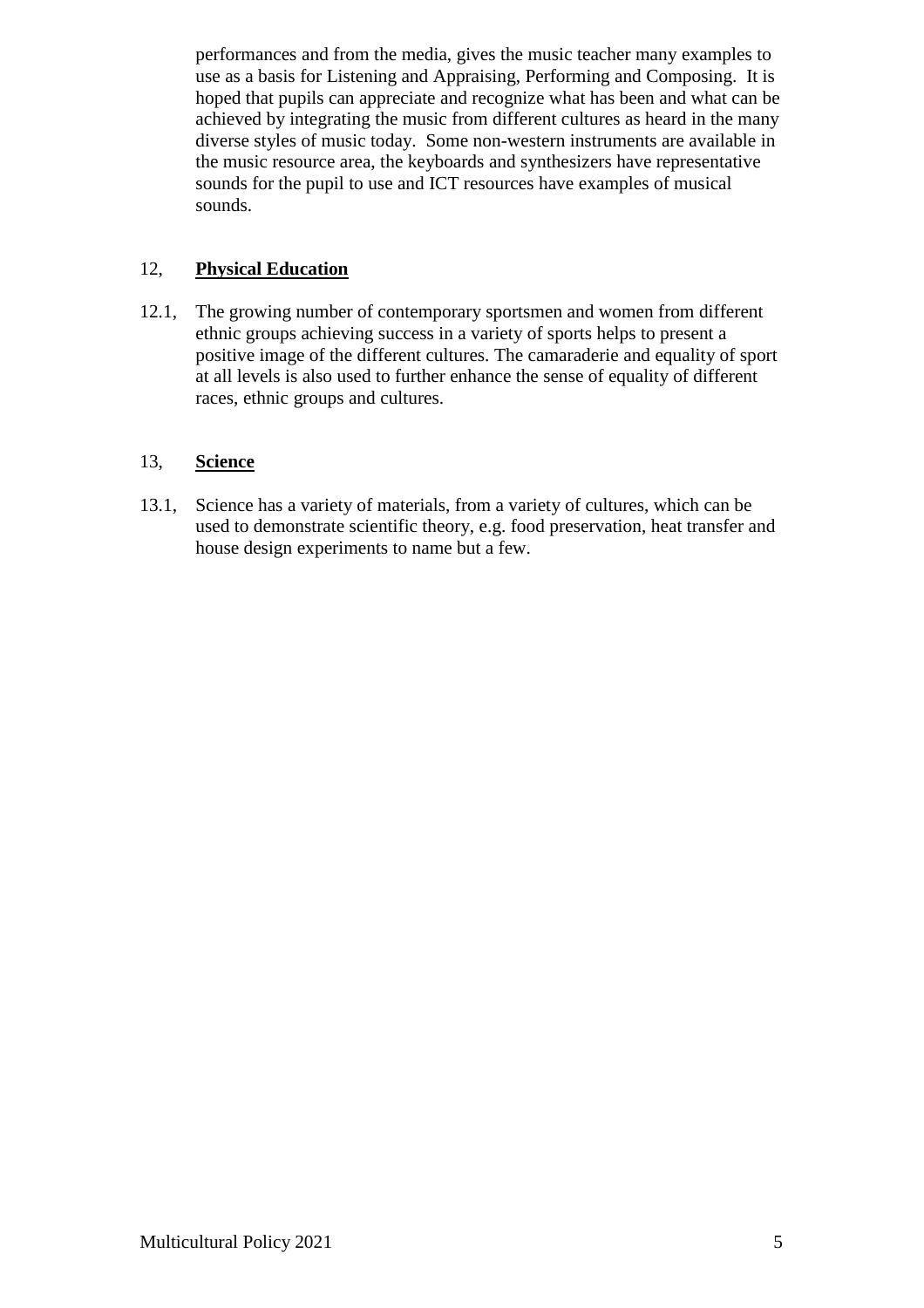performances and from the media, gives the music teacher many examples to use as a basis for Listening and Appraising, Performing and Composing. It is hoped that pupils can appreciate and recognize what has been and what can be achieved by integrating the music from different cultures as heard in the many diverse styles of music today. Some non-western instruments are available in the music resource area, the keyboards and synthesizers have representative sounds for the pupil to use and ICT resources have examples of musical sounds.

## 12, **Physical Education**

12.1, The growing number of contemporary sportsmen and women from different ethnic groups achieving success in a variety of sports helps to present a positive image of the different cultures. The camaraderie and equality of sport at all levels is also used to further enhance the sense of equality of different races, ethnic groups and cultures.

## 13, **Science**

13.1, Science has a variety of materials, from a variety of cultures, which can be used to demonstrate scientific theory, e.g. food preservation, heat transfer and house design experiments to name but a few.